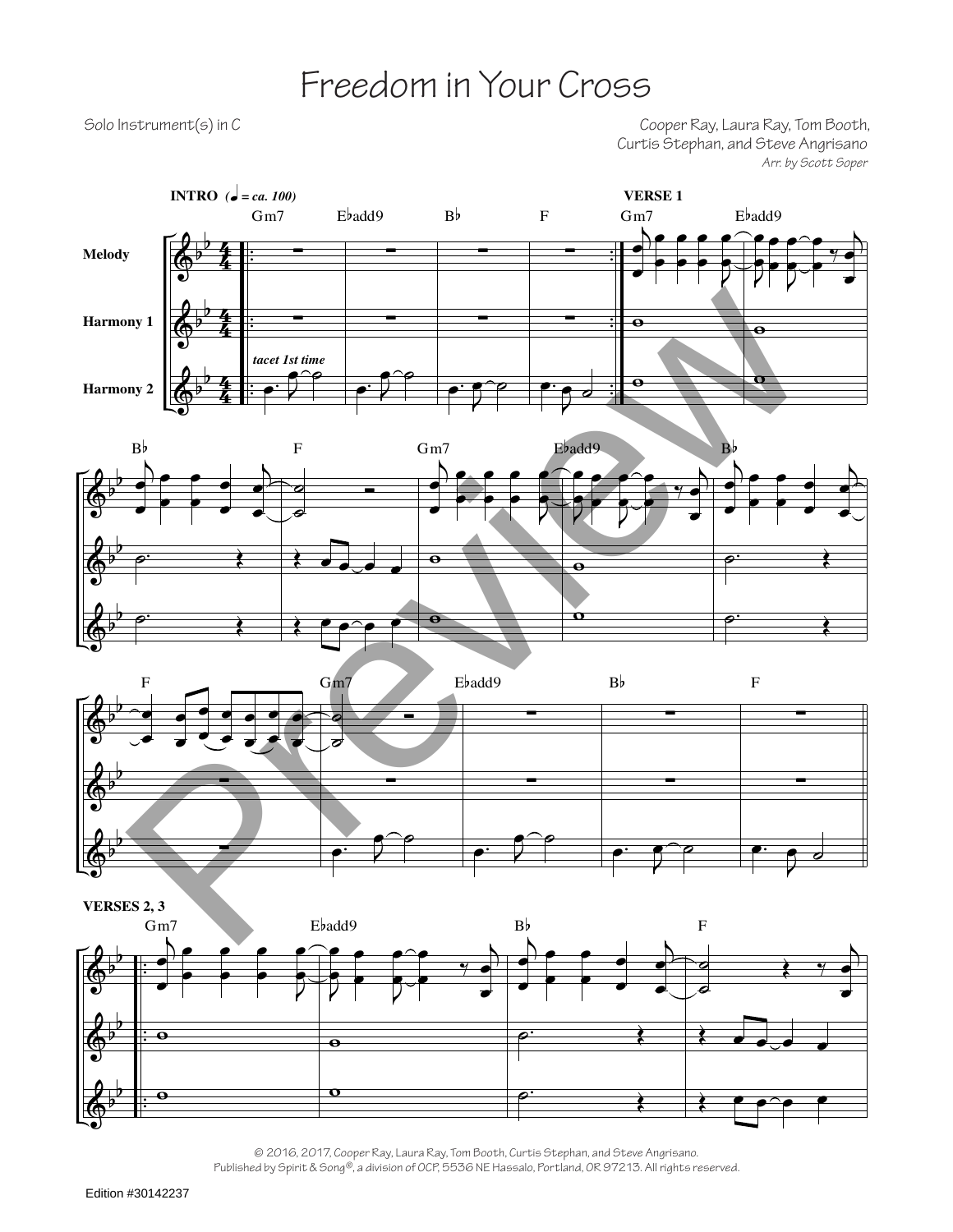# Freedom in Your Cross

Solo Instrument(s) in C

Cooper Ray, Laura Ray, Tom Booth, Curtis Stephan, and Steve Angrisano
*Arr. by Scott Soper*

© 2016, 2017, Cooper Ray, Laura Ray, Tom Booth, Curtis Stephan, and Steve Angrisano. Published by Spirit & Song®, a division of OCP, 5536 NE Hassalo, Portland, OR 97213. All rights reserved.

Edition #30142237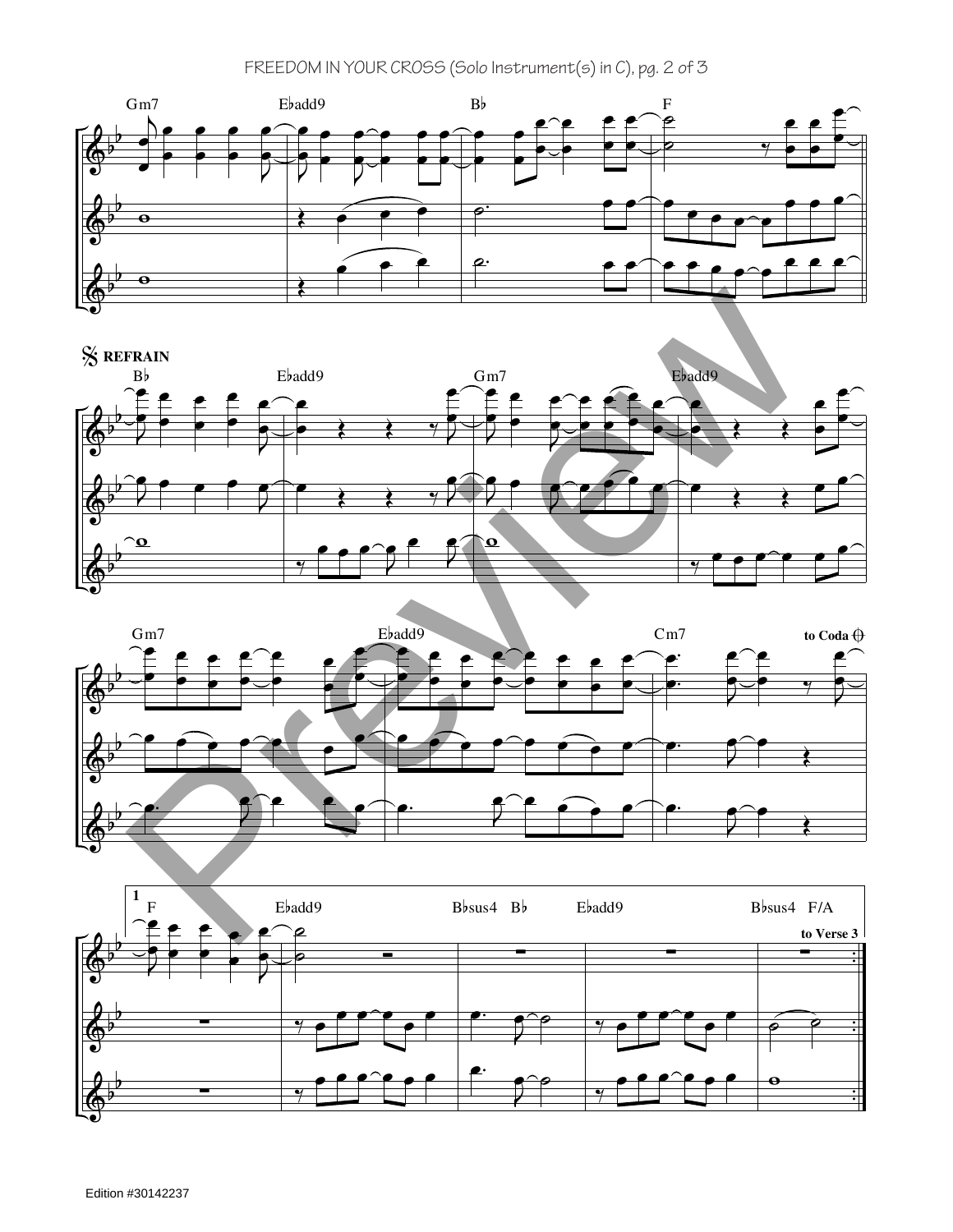Gm7 E♭add9 B♭ F

𝄋 **REFRAIN**

B♭ E♭add9 Gm7 E♭add9

Gm7 E♭add9 Cm7 **to Coda** 𝄌

**1**

F E♭add9 B♭sus4 B♭ E♭add9 B♭sus4 F/A

**to Verse 3**

Edition #30142237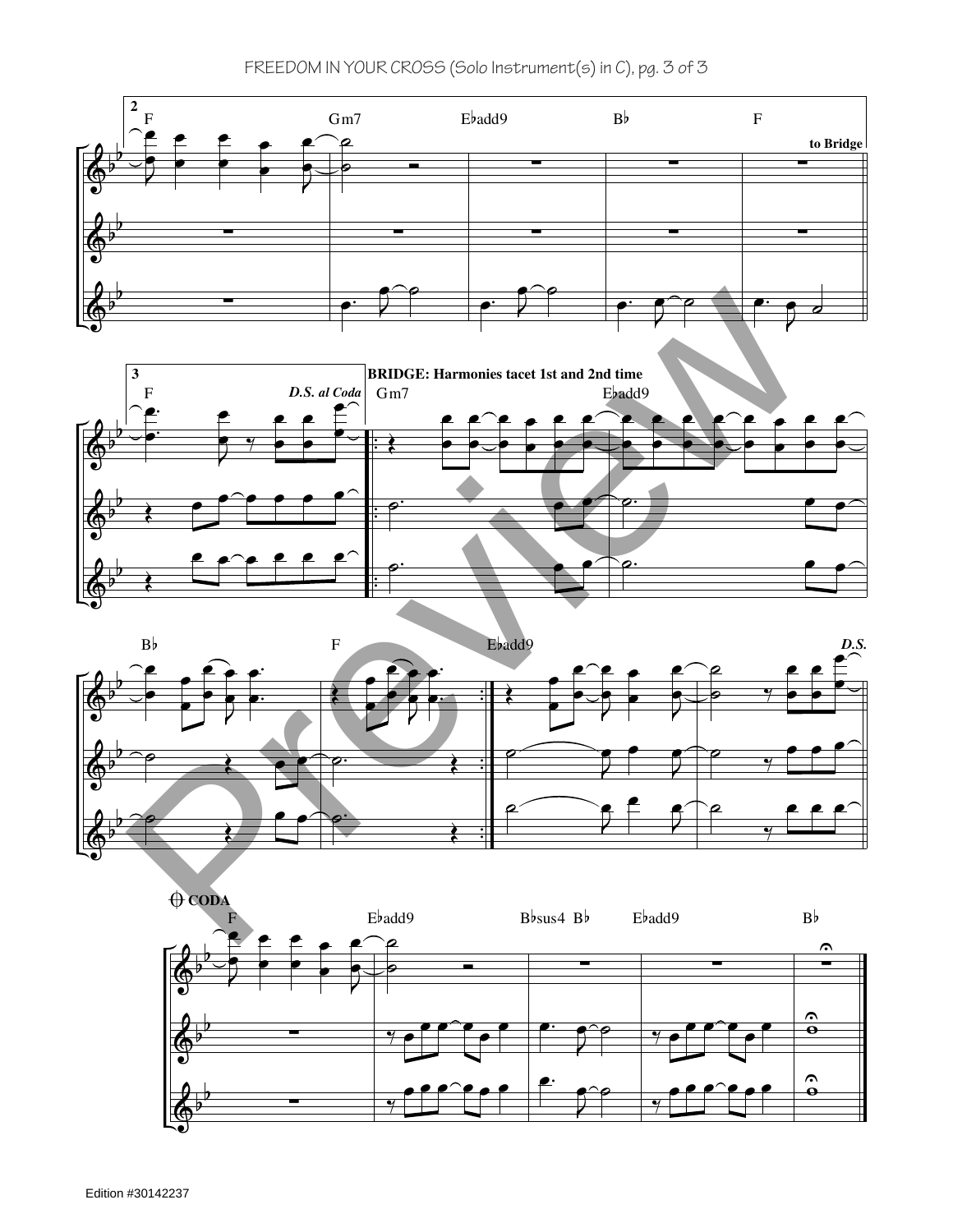2

F Gm7 E♭add9 B♭ F

to Bridge

3

F

*D.S. al Coda*

**BRIDGE: Harmonies tacet 1st and 2nd time**

Gm7 E♭add9

B♭ F E♭add9

*D.S.*

**CODA**

F E♭add9 B♭sus4 B♭ E♭add9 B♭

Edition #30142237